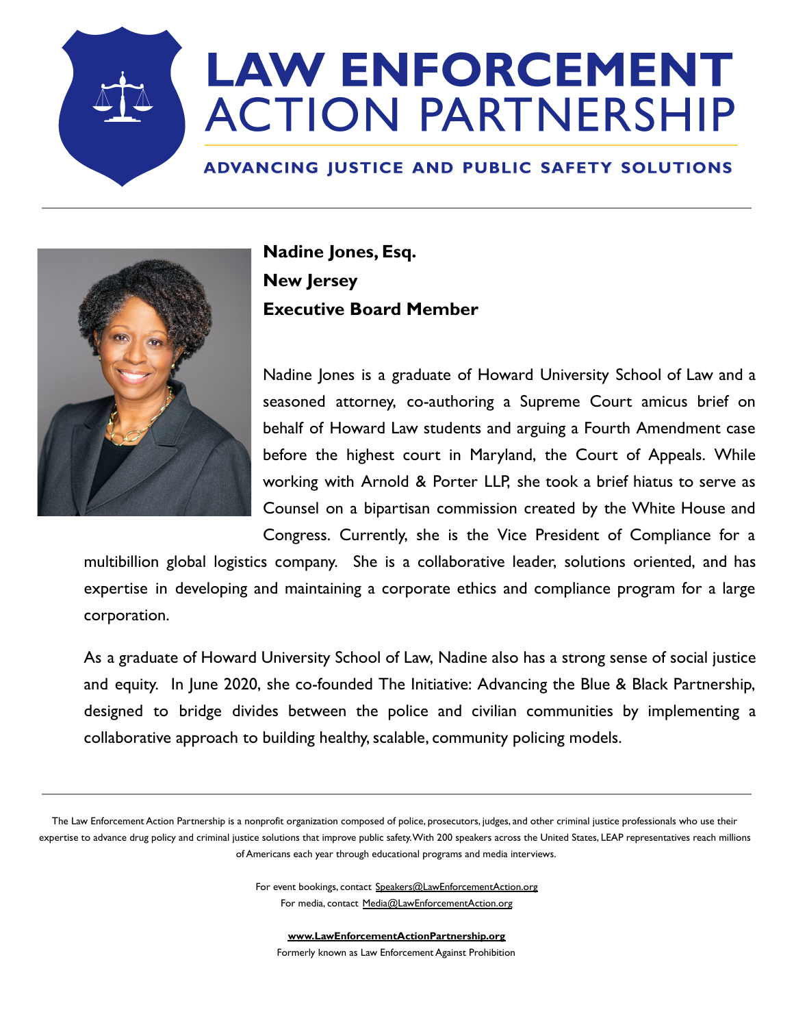# LAW ENFORCEMENT ACTION PARTNERSHIP

**ADVANCING JUSTICE AND PUBLIC SAFETY SOLUTIONS**

---

**Nadine Jones, Esq.**
**New Jersey**
**Executive Board Member**

Nadine Jones is a graduate of Howard University School of Law and a seasoned attorney, co-authoring a Supreme Court amicus brief on behalf of Howard Law students and arguing a Fourth Amendment case before the highest court in Maryland, the Court of Appeals. While working with Arnold & Porter LLP, she took a brief hiatus to serve as Counsel on a bipartisan commission created by the White House and Congress. Currently, she is the Vice President of Compliance for a multibillion global logistics company. She is a collaborative leader, solutions oriented, and has expertise in developing and maintaining a corporate ethics and compliance program for a large corporation.

As a graduate of Howard University School of Law, Nadine also has a strong sense of social justice and equity. In June 2020, she co-founded The Initiative: Advancing the Blue & Black Partnership, designed to bridge divides between the police and civilian communities by implementing a collaborative approach to building healthy, scalable, community policing models.

---

The Law Enforcement Action Partnership is a nonprofit organization composed of police, prosecutors, judges, and other criminal justice professionals who use their expertise to advance drug policy and criminal justice solutions that improve public safety. With 200 speakers across the United States, LEAP representatives reach millions of Americans each year through educational programs and media interviews.

For event bookings, contact Speakers@LawEnforcementAction.org
For media, contact Media@LawEnforcementAction.org

**www.LawEnforcementActionPartnership.org**
Formerly known as Law Enforcement Against Prohibition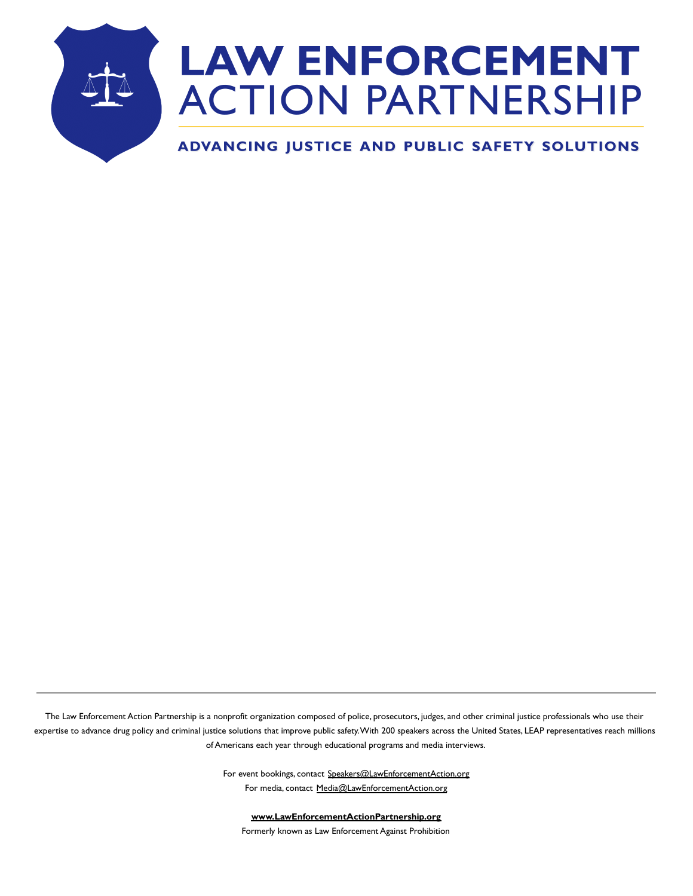# LAW ENFORCEMENT ACTION PARTNERSHIP

**ADVANCING JUSTICE AND PUBLIC SAFETY SOLUTIONS**

---

The Law Enforcement Action Partnership is a nonprofit organization composed of police, prosecutors, judges, and other criminal justice professionals who use their expertise to advance drug policy and criminal justice solutions that improve public safety. With 200 speakers across the United States, LEAP representatives reach millions of Americans each year through educational programs and media interviews.

For event bookings, contact Speakers@LawEnforcementAction.org
For media, contact Media@LawEnforcementAction.org

**www.LawEnforcementActionPartnership.org**
Formerly known as Law Enforcement Against Prohibition